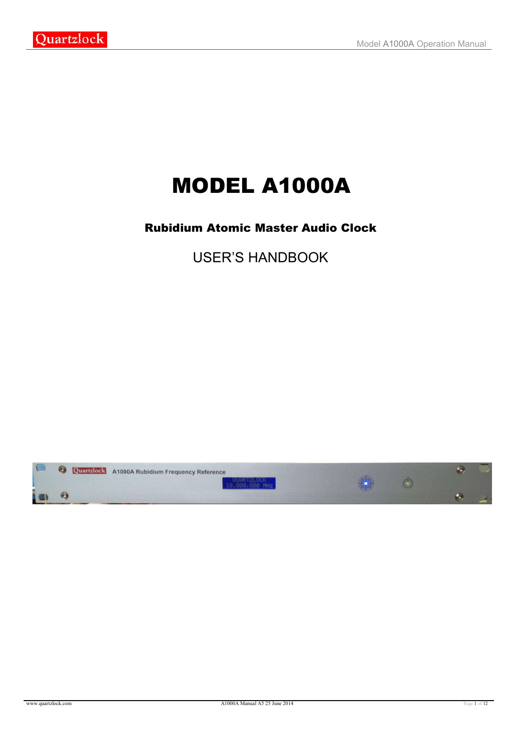# MODEL A1000A

## Rubidium Atomic Master Audio Clock

USER'S HANDBOOK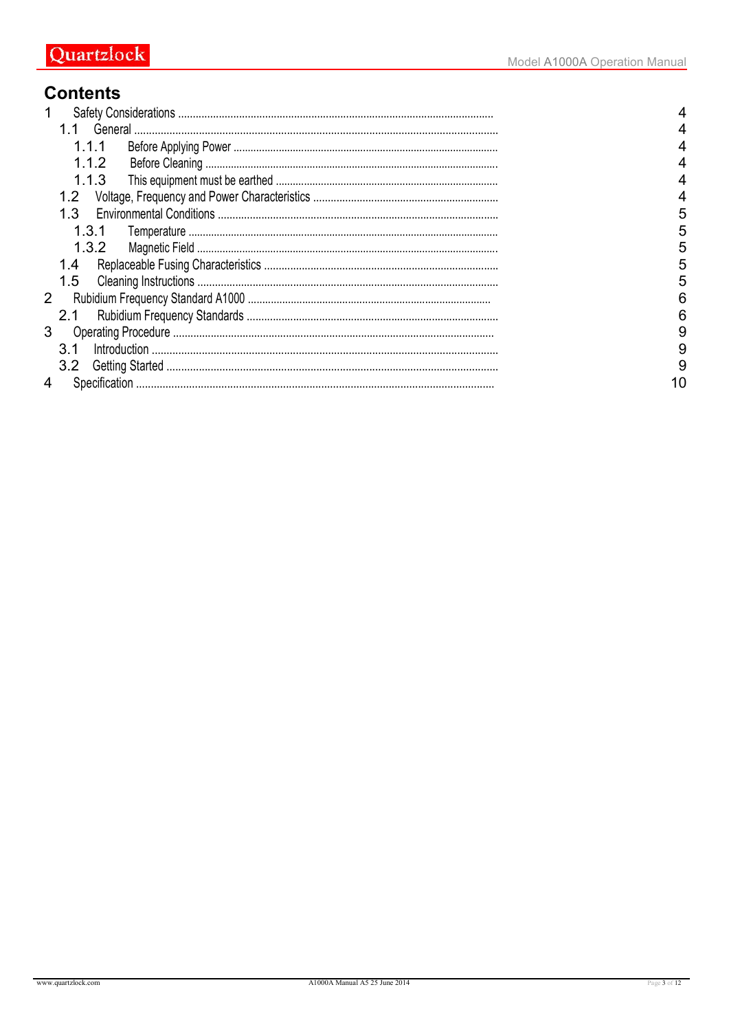# Contents

- 1 Safety Considerations ..... 4
  - 1.1 General ..... 4
    - 1.1.1 Before Applying Power ..... 4
    - 1.1.2 Before Cleaning ..... 4
    - 1.1.3 This equipment must be earthed ..... 4
  - 1.2 Voltage, Frequency and Power Characteristics ..... 4
  - 1.3 Environmental Conditions ..... 5
    - 1.3.1 Temperature ..... 5
    - 1.3.2 Magnetic Field ..... 5
  - 1.4 Replaceable Fusing Characteristics ..... 5
  - 1.5 Cleaning Instructions ..... 5
- 2 Rubidium Frequency Standard A1000 ..... 6
  - 2.1 Rubidium Frequency Standards ..... 6
- 3 Operating Procedure ..... 9
  - 3.1 Introduction ..... 9
  - 3.2 Getting Started ..... 9
- 4 Specification ..... 10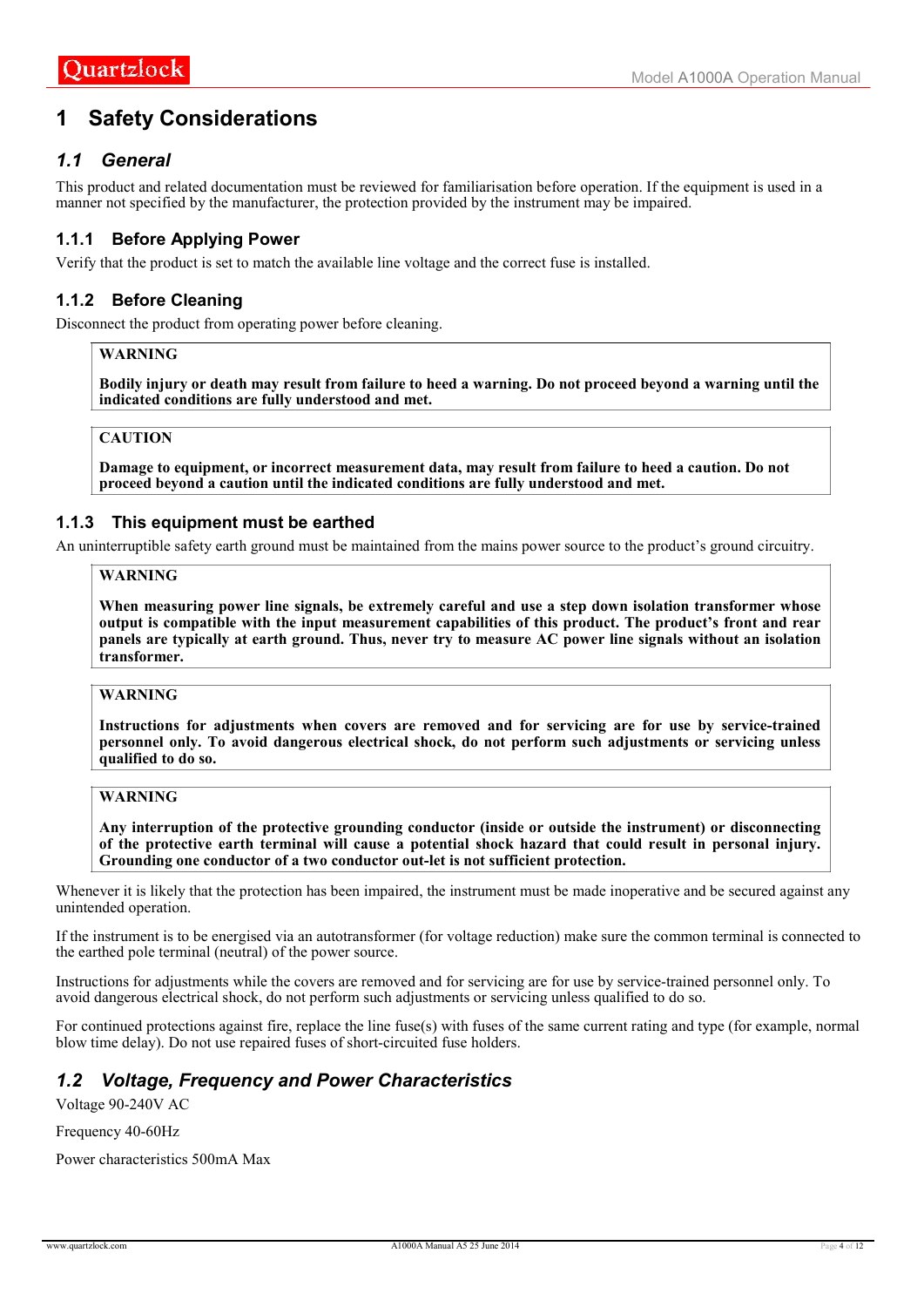# 1 Safety Considerations

## 1.1 General

This product and related documentation must be reviewed for familiarisation before operation. If the equipment is used in a manner not specified by the manufacturer, the protection provided by the instrument may be impaired.

### 1.1.1 Before Applying Power

Verify that the product is set to match the available line voltage and the correct fuse is installed.

### 1.1.2 Before Cleaning

Disconnect the product from operating power before cleaning.

> **WARNING**
>
> **Bodily injury or death may result from failure to heed a warning. Do not proceed beyond a warning until the indicated conditions are fully understood and met.**

> **CAUTION**
>
> **Damage to equipment, or incorrect measurement data, may result from failure to heed a caution. Do not proceed beyond a caution until the indicated conditions are fully understood and met.**

### 1.1.3 This equipment must be earthed

An uninterruptible safety earth ground must be maintained from the mains power source to the product's ground circuitry.

> **WARNING**
>
> **When measuring power line signals, be extremely careful and use a step down isolation transformer whose output is compatible with the input measurement capabilities of this product. The product's front and rear panels are typically at earth ground. Thus, never try to measure AC power line signals without an isolation transformer.**

> **WARNING**
>
> **Instructions for adjustments when covers are removed and for servicing are for use by service-trained personnel only. To avoid dangerous electrical shock, do not perform such adjustments or servicing unless qualified to do so.**

> **WARNING**
>
> **Any interruption of the protective grounding conductor (inside or outside the instrument) or disconnecting of the protective earth terminal will cause a potential shock hazard that could result in personal injury. Grounding one conductor of a two conductor out-let is not sufficient protection.**

Whenever it is likely that the protection has been impaired, the instrument must be made inoperative and be secured against any unintended operation.

If the instrument is to be energised via an autotransformer (for voltage reduction) make sure the common terminal is connected to the earthed pole terminal (neutral) of the power source.

Instructions for adjustments while the covers are removed and for servicing are for use by service-trained personnel only. To avoid dangerous electrical shock, do not perform such adjustments or servicing unless qualified to do so.

For continued protections against fire, replace the line fuse(s) with fuses of the same current rating and type (for example, normal blow time delay). Do not use repaired fuses of short-circuited fuse holders.

## 1.2 Voltage, Frequency and Power Characteristics

Voltage 90-240V AC

Frequency 40-60Hz

Power characteristics 500mA Max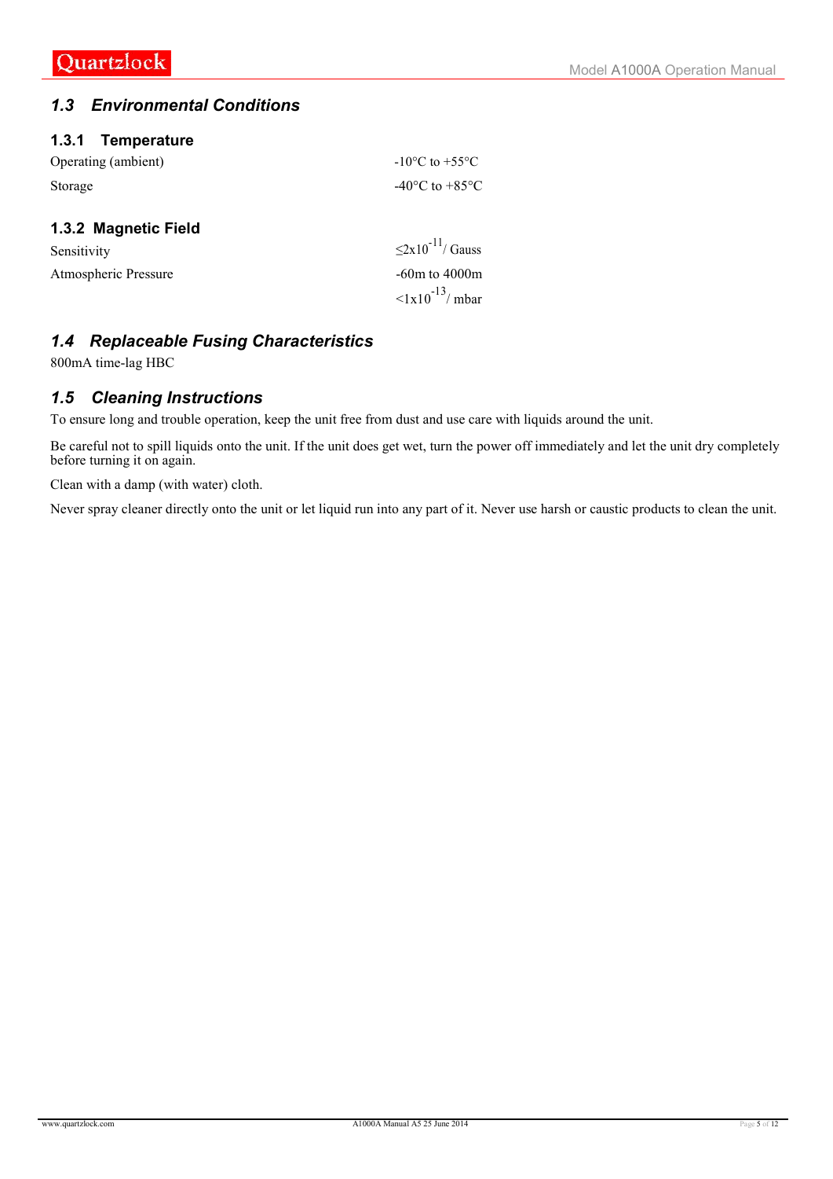## *1.3 Environmental Conditions*

### 1.3.1 Temperature

| | |
|---|---|
| Operating (ambient) | -10°C to +55°C |
| Storage | -40°C to +85°C |

### 1.3.2 Magnetic Field

| | |
|---|---|
| Sensitivity | $\leq 2x10^{-11}$/ Gauss |
| Atmospheric Pressure | -60m to 4000m |
| | $<1x10^{-13}$/ mbar |

## *1.4 Replaceable Fusing Characteristics*

800mA time-lag HBC

## *1.5 Cleaning Instructions*

To ensure long and trouble operation, keep the unit free from dust and use care with liquids around the unit.

Be careful not to spill liquids onto the unit. If the unit does get wet, turn the power off immediately and let the unit dry completely before turning it on again.

Clean with a damp (with water) cloth.

Never spray cleaner directly onto the unit or let liquid run into any part of it. Never use harsh or caustic products to clean the unit.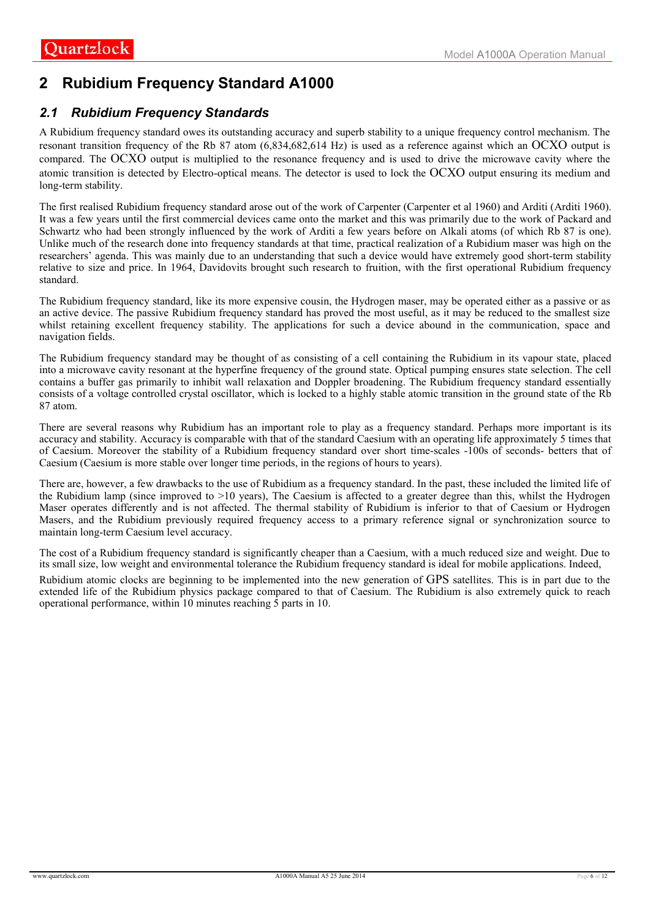# 2 Rubidium Frequency Standard A1000

## 2.1 *Rubidium Frequency Standards*

A Rubidium frequency standard owes its outstanding accuracy and superb stability to a unique frequency control mechanism. The resonant transition frequency of the Rb 87 atom (6,834,682,614 Hz) is used as a reference against which an OCXO output is compared. The OCXO output is multiplied to the resonance frequency and is used to drive the microwave cavity where the atomic transition is detected by Electro-optical means. The detector is used to lock the OCXO output ensuring its medium and long-term stability.

The first realised Rubidium frequency standard arose out of the work of Carpenter (Carpenter et al 1960) and Arditi (Arditi 1960). It was a few years until the first commercial devices came onto the market and this was primarily due to the work of Packard and Schwartz who had been strongly influenced by the work of Arditi a few years before on Alkali atoms (of which Rb 87 is one). Unlike much of the research done into frequency standards at that time, practical realization of a Rubidium maser was high on the researchers' agenda. This was mainly due to an understanding that such a device would have extremely good short-term stability relative to size and price. In 1964, Davidovits brought such research to fruition, with the first operational Rubidium frequency standard.

The Rubidium frequency standard, like its more expensive cousin, the Hydrogen maser, may be operated either as a passive or as an active device. The passive Rubidium frequency standard has proved the most useful, as it may be reduced to the smallest size whilst retaining excellent frequency stability. The applications for such a device abound in the communication, space and navigation fields.

The Rubidium frequency standard may be thought of as consisting of a cell containing the Rubidium in its vapour state, placed into a microwave cavity resonant at the hyperfine frequency of the ground state. Optical pumping ensures state selection. The cell contains a buffer gas primarily to inhibit wall relaxation and Doppler broadening. The Rubidium frequency standard essentially consists of a voltage controlled crystal oscillator, which is locked to a highly stable atomic transition in the ground state of the Rb 87 atom.

There are several reasons why Rubidium has an important role to play as a frequency standard. Perhaps more important is its accuracy and stability. Accuracy is comparable with that of the standard Caesium with an operating life approximately 5 times that of Caesium. Moreover the stability of a Rubidium frequency standard over short time-scales -100s of seconds- betters that of Caesium (Caesium is more stable over longer time periods, in the regions of hours to years).

There are, however, a few drawbacks to the use of Rubidium as a frequency standard. In the past, these included the limited life of the Rubidium lamp (since improved to >10 years), The Caesium is affected to a greater degree than this, whilst the Hydrogen Maser operates differently and is not affected. The thermal stability of Rubidium is inferior to that of Caesium or Hydrogen Masers, and the Rubidium previously required frequency access to a primary reference signal or synchronization source to maintain long-term Caesium level accuracy.

The cost of a Rubidium frequency standard is significantly cheaper than a Caesium, with a much reduced size and weight. Due to its small size, low weight and environmental tolerance the Rubidium frequency standard is ideal for mobile applications. Indeed,

Rubidium atomic clocks are beginning to be implemented into the new generation of GPS satellites. This is in part due to the extended life of the Rubidium physics package compared to that of Caesium. The Rubidium is also extremely quick to reach operational performance, within 10 minutes reaching 5 parts in 10.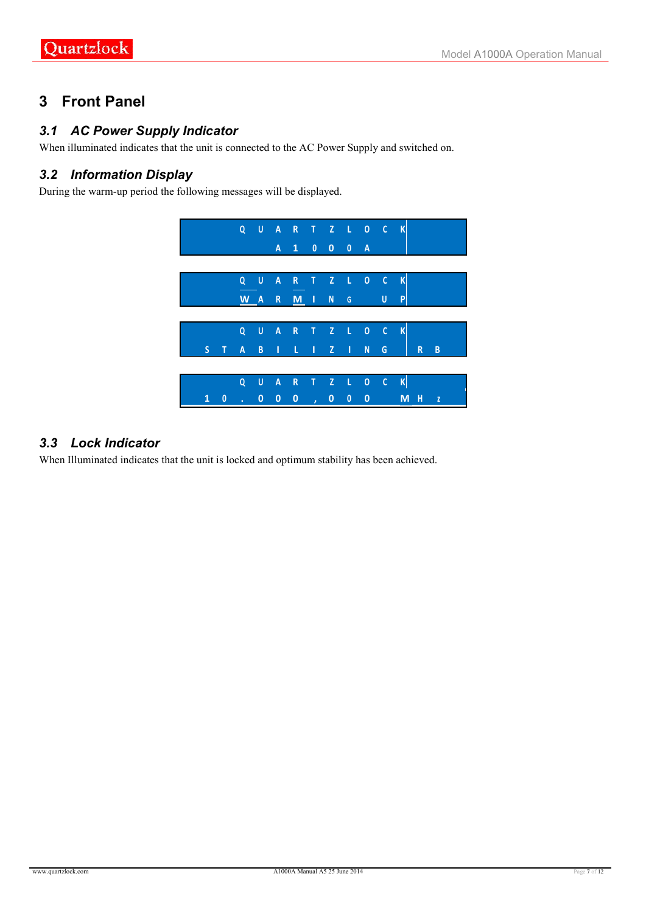# 3 Front Panel

## 3.1 *AC Power Supply Indicator*

When illuminated indicates that the unit is connected to the AC Power Supply and switched on.

## 3.2 *Information Display*

During the warm-up period the following messages will be displayed.

```
QUARTZLOCK
   A1000A
```

```
QUARTZLOCK
WARMING UP
```

```
  QUARTZLOCK
STABILIZING  RB
```

```
  QUARTZLOCK
10.000,000 MHz
```

## 3.3 *Lock Indicator*

When Illuminated indicates that the unit is locked and optimum stability has been achieved.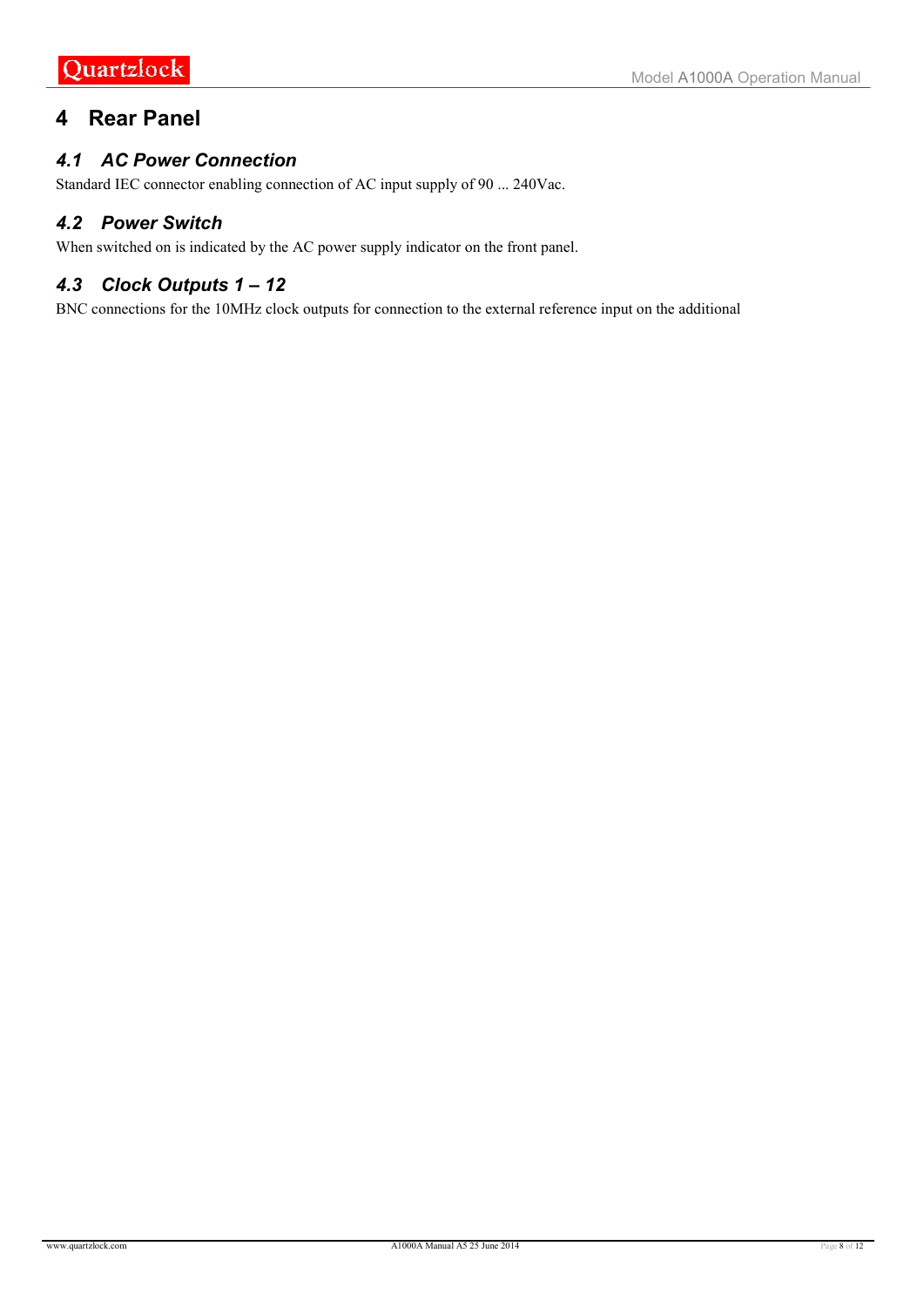# 4 Rear Panel

## *4.1 AC Power Connection*

Standard IEC connector enabling connection of AC input supply of 90 ... 240Vac.

## *4.2 Power Switch*

When switched on is indicated by the AC power supply indicator on the front panel.

## *4.3 Clock Outputs 1 – 12*

BNC connections for the 10MHz clock outputs for connection to the external reference input on the additional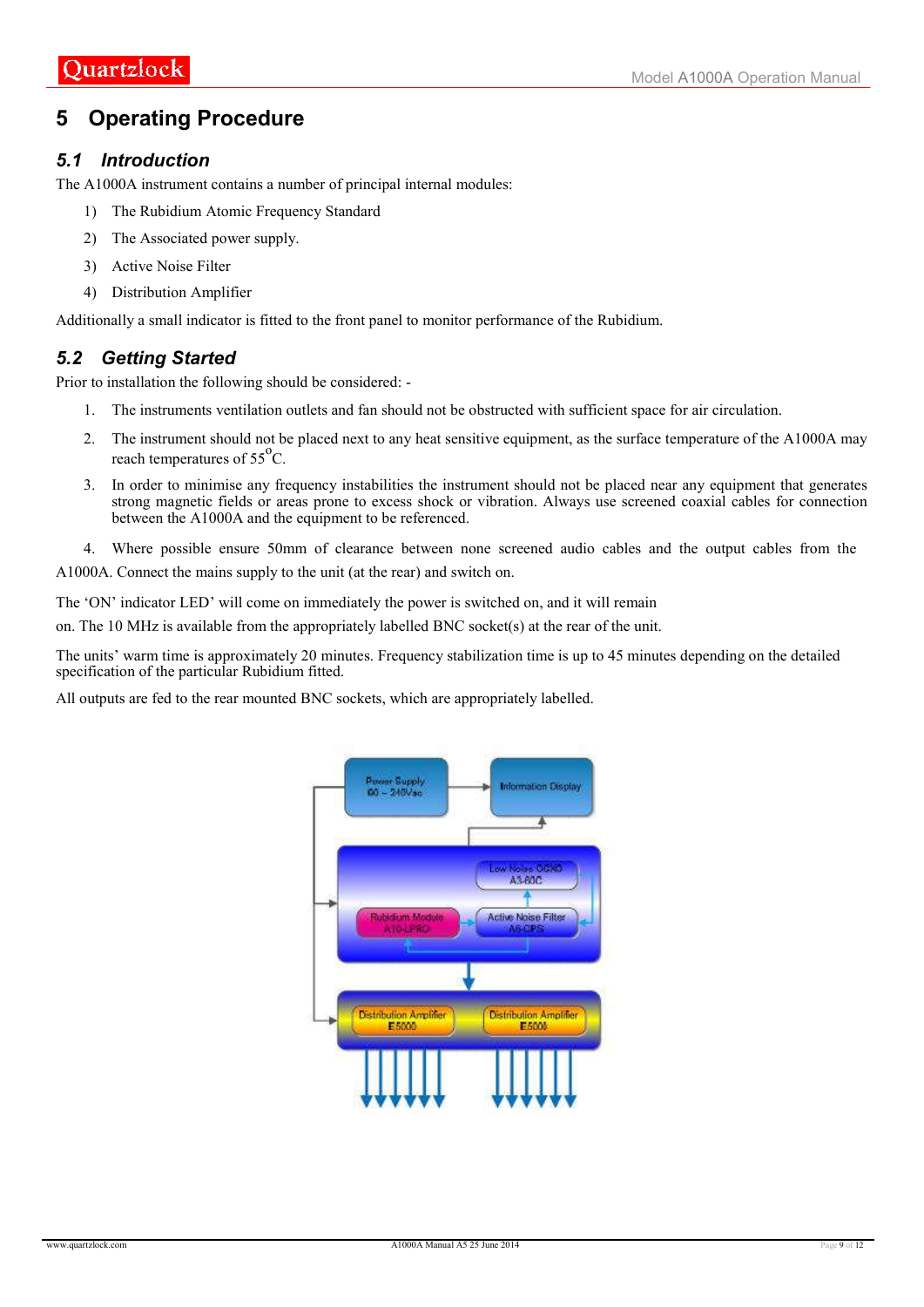# 5 Operating Procedure

## 5.1 Introduction

The A1000A instrument contains a number of principal internal modules:

1) The Rubidium Atomic Frequency Standard
2) The Associated power supply.
3) Active Noise Filter
4) Distribution Amplifier

Additionally a small indicator is fitted to the front panel to monitor performance of the Rubidium.

## 5.2 Getting Started

Prior to installation the following should be considered: -

1. The instruments ventilation outlets and fan should not be obstructed with sufficient space for air circulation.
2. The instrument should not be placed next to any heat sensitive equipment, as the surface temperature of the A1000A may reach temperatures of 55°C.
3. In order to minimise any frequency instabilities the instrument should not be placed near any equipment that generates strong magnetic fields or areas prone to excess shock or vibration. Always use screened coaxial cables for connection between the A1000A and the equipment to be referenced.
4. Where possible ensure 50mm of clearance between none screened audio cables and the output cables from the A1000A. Connect the mains supply to the unit (at the rear) and switch on.

The 'ON' indicator LED' will come on immediately the power is switched on, and it will remain on. The 10 MHz is available from the appropriately labelled BNC socket(s) at the rear of the unit.

The units' warm time is approximately 20 minutes. Frequency stabilization time is up to 45 minutes depending on the detailed specification of the particular Rubidium fitted.

All outputs are fed to the rear mounted BNC sockets, which are appropriately labelled.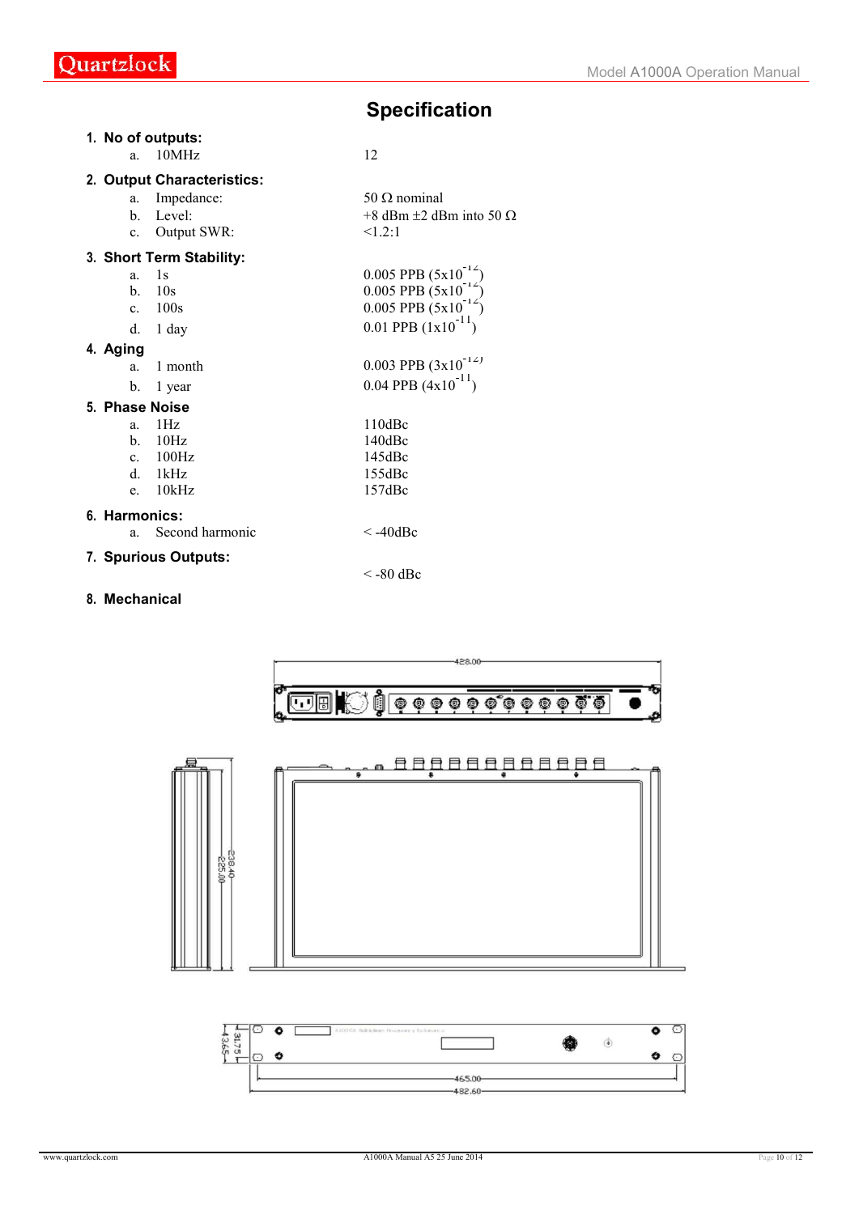# Specification

1. **No of outputs:**
   a. 10MHz — 12

2. **Output Characteristics:**
   a. Impedance: — 50 Ω nominal
   b. Level: — +8 dBm ±2 dBm into 50 Ω
   c. Output SWR: — <1.2:1

3. **Short Term Stability:**
   a. 1s — 0.005 PPB ($5x10^{-12}$)
   b. 10s — 0.005 PPB ($5x10^{-12}$)
   c. 100s — 0.005 PPB ($5x10^{-12}$)
   d. 1 day — 0.01 PPB ($1x10^{-11}$)

4. **Aging**
   a. 1 month — 0.003 PPB ($3x10^{-12}$)
   b. 1 year — 0.04 PPB ($4x10^{-11}$)

5. **Phase Noise**
   a. 1Hz — 110dBc
   b. 10Hz — 140dBc
   c. 100Hz — 145dBc
   d. 1kHz — 155dBc
   e. 10kHz — 157dBc

6. **Harmonics:**
   a. Second harmonic — < -40dBc

7. **Spurious Outputs:** — < -80 dBc

8. **Mechanical**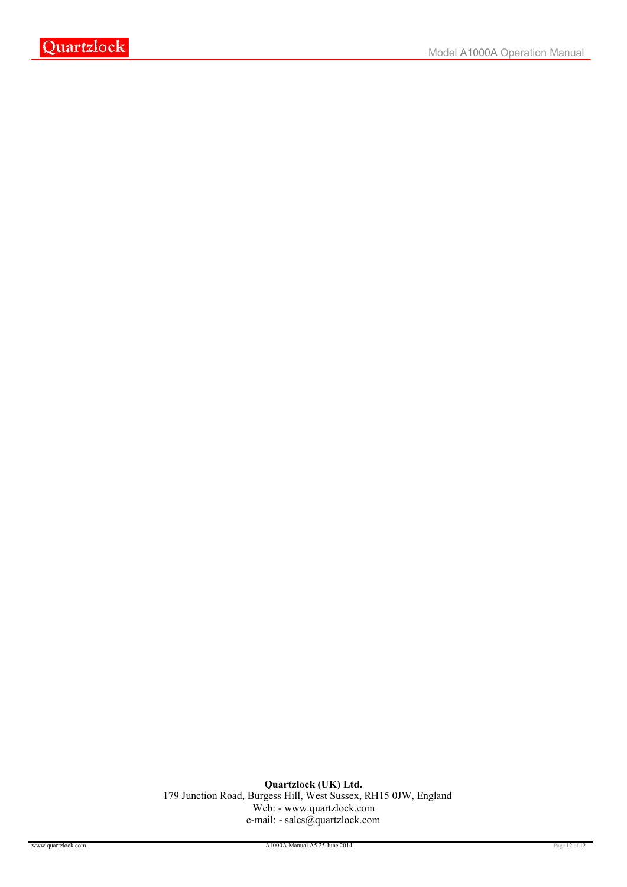**Quartzlock (UK) Ltd.**
179 Junction Road, Burgess Hill, West Sussex, RH15 0JW, England
Web: - www.quartzlock.com
e-mail: - sales@quartzlock.com